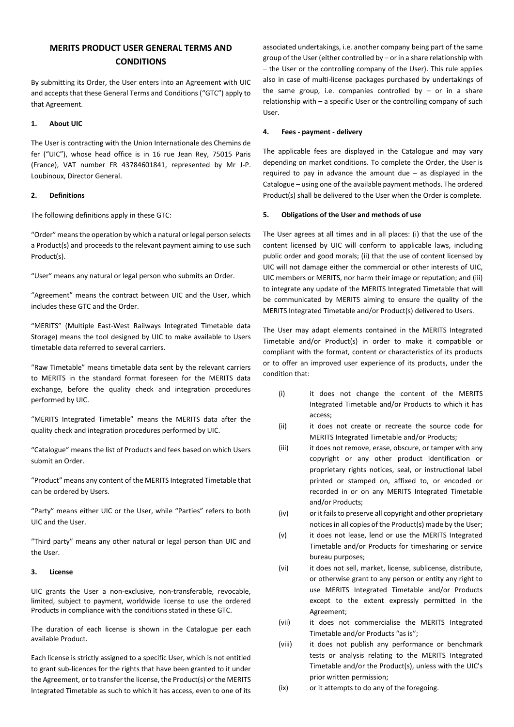# MERITS PRODUCT USER GENERAL TERMS AND CONDITIONS

By submitting its Order, the User enters into an Agreement with UIC and accepts that these General Terms and Conditions ("GTC") apply to that Agreement.

## 1. About UIC

The User is contracting with the Union Internationale des Chemins de fer ("UIC"), whose head office is in 16 rue Jean Rey, 75015 Paris (France), VAT number FR 43784601841, represented by Mr J-P. Loubinoux, Director General.

## 2. Definitions

The following definitions apply in these GTC:

"Order" means the operation by which a natural or legal person selects a Product(s) and proceeds to the relevant payment aiming to use such Product(s).

"User" means any natural or legal person who submits an Order.

"Agreement" means the contract between UIC and the User, which includes these GTC and the Order.

"MERITS" (Multiple East-West Railways Integrated Timetable data Storage) means the tool designed by UIC to make available to Users timetable data referred to several carriers.

"Raw Timetable" means timetable data sent by the relevant carriers to MERITS in the standard format foreseen for the MERITS data exchange, before the quality check and integration procedures performed by UIC.

"MERITS Integrated Timetable" means the MERITS data after the quality check and integration procedures performed by UIC.

"Catalogue" means the list of Products and fees based on which Users submit an Order.

"Product" means any content of the MERITS Integrated Timetable that can be ordered by Users.

"Party" means either UIC or the User, while "Parties" refers to both UIC and the User.

"Third party" means any other natural or legal person than UIC and the User.

## 3. License

UIC grants the User a non-exclusive, non-transferable, revocable, limited, subject to payment, worldwide license to use the ordered Products in compliance with the conditions stated in these GTC.

The duration of each license is shown in the Catalogue per each available Product.

Each license is strictly assigned to a specific User, which is not entitled to grant sub-licences for the rights that have been granted to it under the Agreement, or to transfer the license, the Product(s) or the MERITS Integrated Timetable as such to which it has access, even to one of its associated undertakings, i.e. another company being part of the same group of the User (either controlled by – or in a share relationship with – the User or the controlling company of the User). This rule applies also in case of multi-license packages purchased by undertakings of the same group, i.e. companies controlled by – or in a share relationship with – a specific User or the controlling company of such User.

## 4. Fees - payment - delivery

The applicable fees are displayed in the Catalogue and may vary depending on market conditions. To complete the Order, the User is required to pay in advance the amount due – as displayed in the Catalogue – using one of the available payment methods. The ordered Product(s) shall be delivered to the User when the Order is complete.

## 5. Obligations of the User and methods of use

The User agrees at all times and in all places: (i) that the use of the content licensed by UIC will conform to applicable laws, including public order and good morals; (ii) that the use of content licensed by UIC will not damage either the commercial or other interests of UIC, UIC members or MERITS, nor harm their image or reputation; and (iii) to integrate any update of the MERITS Integrated Timetable that will be communicated by MERITS aiming to ensure the quality of the MERITS Integrated Timetable and/or Product(s) delivered to Users.

The User may adapt elements contained in the MERITS Integrated Timetable and/or Product(s) in order to make it compatible or compliant with the format, content or characteristics of its products or to offer an improved user experience of its products, under the condition that:

- (i) it does not change the content of the MERITS Integrated Timetable and/or Products to which it has access;
- (ii) it does not create or recreate the source code for MERITS Integrated Timetable and/or Products;
- (iii) it does not remove, erase, obscure, or tamper with any copyright or any other product identification or proprietary rights notices, seal, or instructional label printed or stamped on, affixed to, or encoded or recorded in or on any MERITS Integrated Timetable and/or Products;
- (iv) or it fails to preserve all copyright and other proprietary notices in all copies of the Product(s) made by the User;
- (v) it does not lease, lend or use the MERITS Integrated Timetable and/or Products for timesharing or service bureau purposes;
- (vi) it does not sell, market, license, sublicense, distribute, or otherwise grant to any person or entity any right to use MERITS Integrated Timetable and/or Products except to the extent expressly permitted in the Agreement;
- (vii) it does not commercialise the MERITS Integrated Timetable and/or Products "as is";
- (viii) it does not publish any performance or benchmark tests or analysis relating to the MERITS Integrated Timetable and/or the Product(s), unless with the UIC's prior written permission;
- (ix) or it attempts to do any of the foregoing.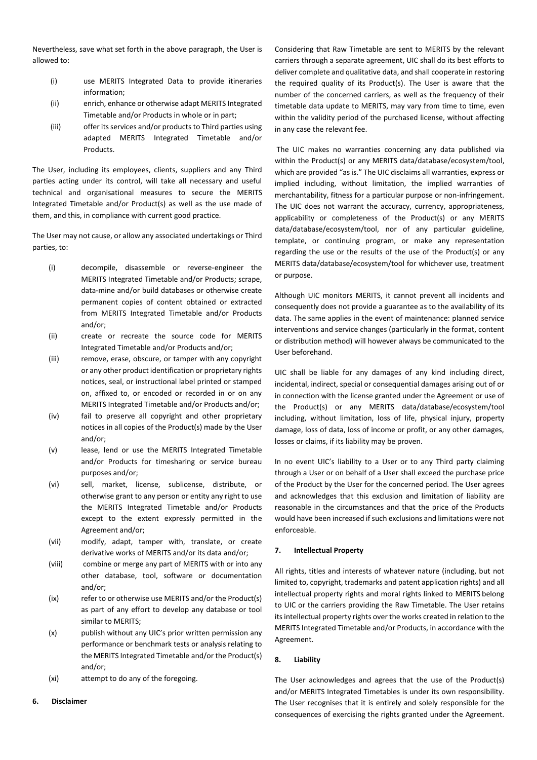Nevertheless, save what set forth in the above paragraph, the User is allowed to:

(i) use MERITS Integrated Data to provide itineraries information;

(ii) enrich, enhance or otherwise adapt MERITS Integrated Timetable and/or Products in whole or in part;

(iii) offer its services and/or products to Third parties using adapted MERITS Integrated Timetable and/or Products.

The User, including its employees, clients, suppliers and any Third parties acting under its control, will take all necessary and useful technical and organisational measures to secure the MERITS Integrated Timetable and/or Product(s) as well as the use made of them, and this, in compliance with current good practice.

The User may not cause, or allow any associated undertakings or Third parties, to:

(i) decompile, disassemble or reverse-engineer the MERITS Integrated Timetable and/or Products; scrape, data-mine and/or build databases or otherwise create permanent copies of content obtained or extracted from MERITS Integrated Timetable and/or Products and/or;

(ii) create or recreate the source code for MERITS Integrated Timetable and/or Products and/or;

(iii) remove, erase, obscure, or tamper with any copyright or any other product identification or proprietary rights notices, seal, or instructional label printed or stamped on, affixed to, or encoded or recorded in or on any MERITS Integrated Timetable and/or Products and/or;

(iv) fail to preserve all copyright and other proprietary notices in all copies of the Product(s) made by the User and/or;

(v) lease, lend or use the MERITS Integrated Timetable and/or Products for timesharing or service bureau purposes and/or;

(vi) sell, market, license, sublicense, distribute, or otherwise grant to any person or entity any right to use the MERITS Integrated Timetable and/or Products except to the extent expressly permitted in the Agreement and/or;

(vii) modify, adapt, tamper with, translate, or create derivative works of MERITS and/or its data and/or;

(viii) combine or merge any part of MERITS with or into any other database, tool, software or documentation and/or;

(ix) refer to or otherwise use MERITS and/or the Product(s) as part of any effort to develop any database or tool similar to MERITS;

(x) publish without any UIC's prior written permission any performance or benchmark tests or analysis relating to the MERITS Integrated Timetable and/or the Product(s) and/or;

(xi) attempt to do any of the foregoing.

## 6. Disclaimer

Considering that Raw Timetable are sent to MERITS by the relevant carriers through a separate agreement, UIC shall do its best efforts to deliver complete and qualitative data, and shall cooperate in restoring the required quality of its Product(s). The User is aware that the number of the concerned carriers, as well as the frequency of their timetable data update to MERITS, may vary from time to time, even within the validity period of the purchased license, without affecting in any case the relevant fee.

The UIC makes no warranties concerning any data published via within the Product(s) or any MERITS data/database/ecosystem/tool, which are provided "as is." The UIC disclaims all warranties, express or implied including, without limitation, the implied warranties of merchantability, fitness for a particular purpose or non-infringement. The UIC does not warrant the accuracy, currency, appropriateness, applicability or completeness of the Product(s) or any MERITS data/database/ecosystem/tool, nor of any particular guideline, template, or continuing program, or make any representation regarding the use or the results of the use of the Product(s) or any MERITS data/database/ecosystem/tool for whichever use, treatment or purpose.

Although UIC monitors MERITS, it cannot prevent all incidents and consequently does not provide a guarantee as to the availability of its data. The same applies in the event of maintenance: planned service interventions and service changes (particularly in the format, content or distribution method) will however always be communicated to the User beforehand.

UIC shall be liable for any damages of any kind including direct, incidental, indirect, special or consequential damages arising out of or in connection with the license granted under the Agreement or use of the Product(s) or any MERITS data/database/ecosystem/tool including, without limitation, loss of life, physical injury, property damage, loss of data, loss of income or profit, or any other damages, losses or claims, if its liability may be proven.

In no event UIC's liability to a User or to any Third party claiming through a User or on behalf of a User shall exceed the purchase price of the Product by the User for the concerned period. The User agrees and acknowledges that this exclusion and limitation of liability are reasonable in the circumstances and that the price of the Products would have been increased if such exclusions and limitations were not enforceable.

## 7. Intellectual Property

All rights, titles and interests of whatever nature (including, but not limited to, copyright, trademarks and patent application rights) and all intellectual property rights and moral rights linked to MERITS belong to UIC or the carriers providing the Raw Timetable. The User retains its intellectual property rights over the works created in relation to the MERITS Integrated Timetable and/or Products, in accordance with the Agreement.

## 8. Liability

The User acknowledges and agrees that the use of the Product(s) and/or MERITS Integrated Timetables is under its own responsibility. The User recognises that it is entirely and solely responsible for the consequences of exercising the rights granted under the Agreement.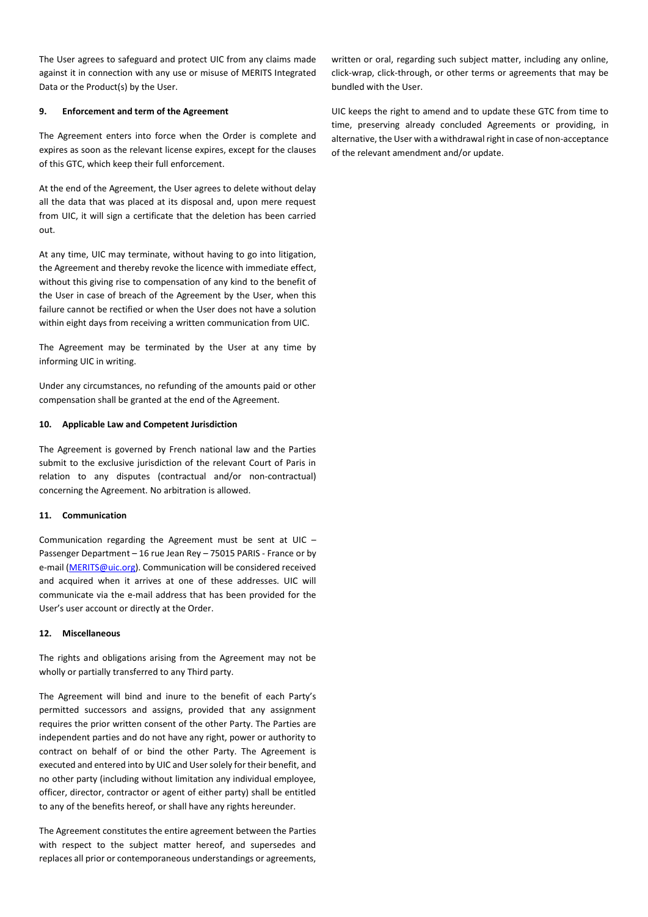The User agrees to safeguard and protect UIC from any claims made against it in connection with any use or misuse of MERITS Integrated Data or the Product(s) by the User.

#### 9. Enforcement and term of the Agreement

The Agreement enters into force when the Order is complete and expires as soon as the relevant license expires, except for the clauses of this GTC, which keep their full enforcement.

At the end of the Agreement, the User agrees to delete without delay all the data that was placed at its disposal and, upon mere request from UIC, it will sign a certificate that the deletion has been carried out.

At any time, UIC may terminate, without having to go into litigation, the Agreement and thereby revoke the licence with immediate effect, without this giving rise to compensation of any kind to the benefit of the User in case of breach of the Agreement by the User, when this failure cannot be rectified or when the User does not have a solution within eight days from receiving a written communication from UIC.

The Agreement may be terminated by the User at any time by informing UIC in writing.

Under any circumstances, no refunding of the amounts paid or other compensation shall be granted at the end of the Agreement.

#### 10. Applicable Law and Competent Jurisdiction

The Agreement is governed by French national law and the Parties submit to the exclusive jurisdiction of the relevant Court of Paris in relation to any disputes (contractual and/or non-contractual) concerning the Agreement. No arbitration is allowed.

#### 11. Communication

Communication regarding the Agreement must be sent at UIC – Passenger Department – 16 rue Jean Rey – 75015 PARIS - France or by e-mail (MERITS@uic.org). Communication will be considered received and acquired when it arrives at one of these addresses. UIC will communicate via the e-mail address that has been provided for the User's user account or directly at the Order.

#### 12. Miscellaneous

The rights and obligations arising from the Agreement may not be wholly or partially transferred to any Third party.

The Agreement will bind and inure to the benefit of each Party's permitted successors and assigns, provided that any assignment requires the prior written consent of the other Party. The Parties are independent parties and do not have any right, power or authority to contract on behalf of or bind the other Party. The Agreement is executed and entered into by UIC and User solely for their benefit, and no other party (including without limitation any individual employee, officer, director, contractor or agent of either party) shall be entitled to any of the benefits hereof, or shall have any rights hereunder.

The Agreement constitutes the entire agreement between the Parties with respect to the subject matter hereof, and supersedes and replaces all prior or contemporaneous understandings or agreements, written or oral, regarding such subject matter, including any online, click-wrap, click-through, or other terms or agreements that may be bundled with the User.

UIC keeps the right to amend and to update these GTC from time to time, preserving already concluded Agreements or providing, in alternative, the User with a withdrawal right in case of non-acceptance of the relevant amendment and/or update.